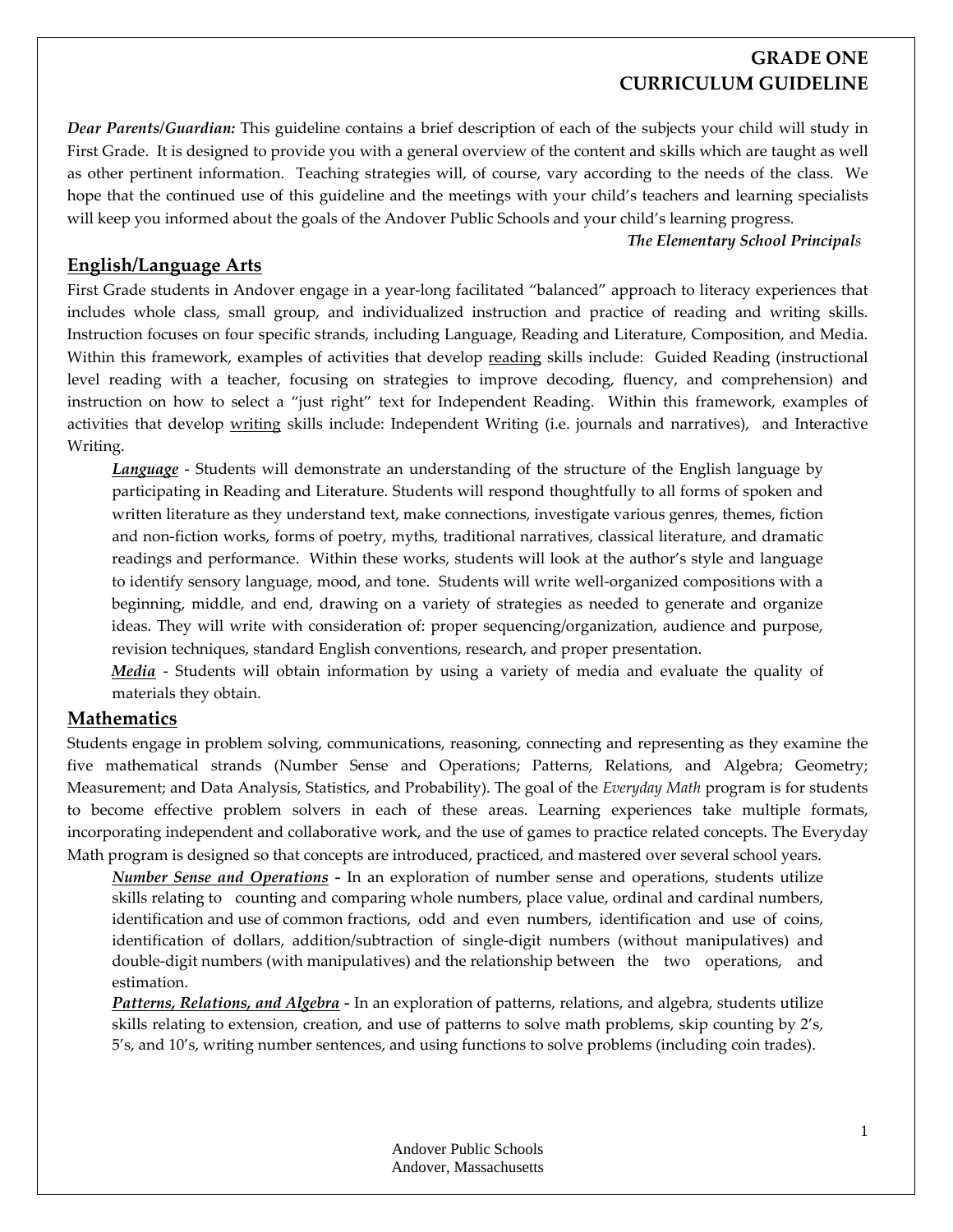# GRADE ONE
# CURRICULUM GUIDELINE

***Dear Parents/Guardian:*** This guideline contains a brief description of each of the subjects your child will study in First Grade. It is designed to provide you with a general overview of the content and skills which are taught as well as other pertinent information. Teaching strategies will, of course, vary according to the needs of the class. We hope that the continued use of this guideline and the meetings with your child's teachers and learning specialists will keep you informed about the goals of the Andover Public Schools and your child's learning progress.

***The Elementary School Principals***

## English/Language Arts

First Grade students in Andover engage in a year-long facilitated "balanced" approach to literacy experiences that includes whole class, small group, and individualized instruction and practice of reading and writing skills. Instruction focuses on four specific strands, including Language, Reading and Literature, Composition, and Media. Within this framework, examples of activities that develop reading skills include: Guided Reading (instructional level reading with a teacher, focusing on strategies to improve decoding, fluency, and comprehension) and instruction on how to select a "just right" text for Independent Reading. Within this framework, examples of activities that develop writing skills include: Independent Writing (i.e. journals and narratives), and Interactive Writing.

***Language*** - Students will demonstrate an understanding of the structure of the English language by participating in Reading and Literature. Students will respond thoughtfully to all forms of spoken and written literature as they understand text, make connections, investigate various genres, themes, fiction and non-fiction works, forms of poetry, myths, traditional narratives, classical literature, and dramatic readings and performance. Within these works, students will look at the author's style and language to identify sensory language, mood, and tone. Students will write well-organized compositions with a beginning, middle, and end, drawing on a variety of strategies as needed to generate and organize ideas. They will write with consideration of: proper sequencing/organization, audience and purpose, revision techniques, standard English conventions, research, and proper presentation.

***Media*** - Students will obtain information by using a variety of media and evaluate the quality of materials they obtain.

## Mathematics

Students engage in problem solving, communications, reasoning, connecting and representing as they examine the five mathematical strands (Number Sense and Operations; Patterns, Relations, and Algebra; Geometry; Measurement; and Data Analysis, Statistics, and Probability). The goal of the *Everyday Math* program is for students to become effective problem solvers in each of these areas. Learning experiences take multiple formats, incorporating independent and collaborative work, and the use of games to practice related concepts. The Everyday Math program is designed so that concepts are introduced, practiced, and mastered over several school years.

***Number Sense and Operations*** **-** In an exploration of number sense and operations, students utilize skills relating to counting and comparing whole numbers, place value, ordinal and cardinal numbers, identification and use of common fractions, odd and even numbers, identification and use of coins, identification of dollars, addition/subtraction of single-digit numbers (without manipulatives) and double-digit numbers (with manipulatives) and the relationship between the two operations, and estimation.

***Patterns, Relations, and Algebra*** **-** In an exploration of patterns, relations, and algebra, students utilize skills relating to extension, creation, and use of patterns to solve math problems, skip counting by 2's, 5's, and 10's, writing number sentences, and using functions to solve problems (including coin trades).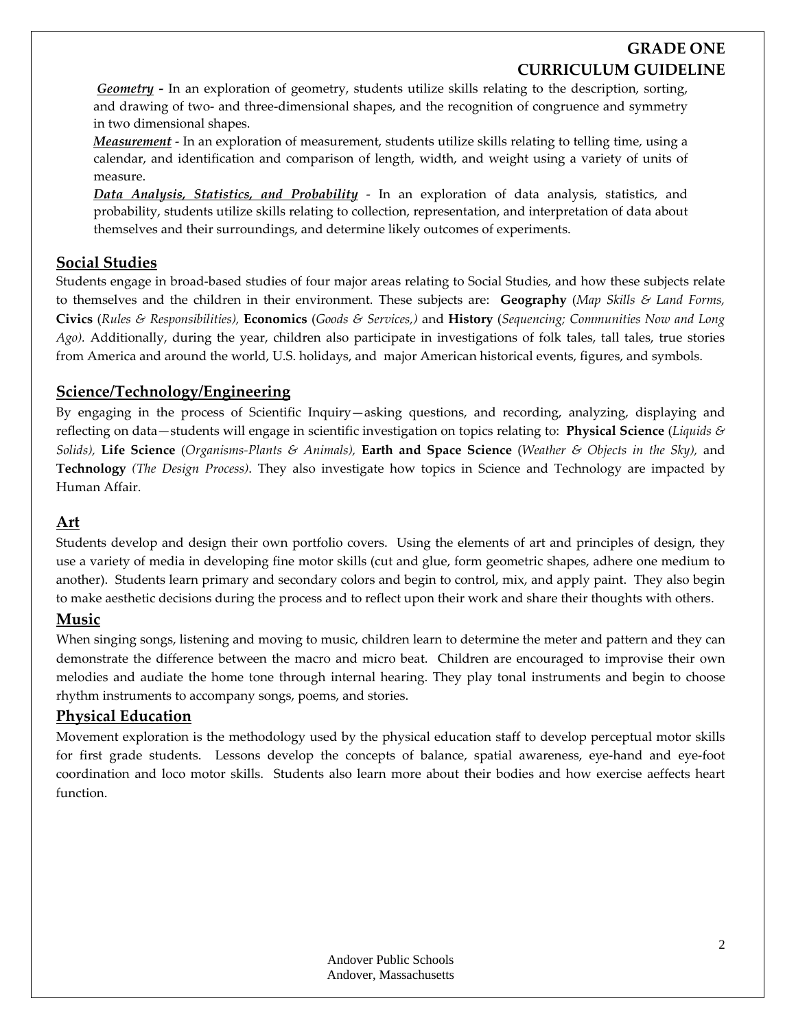***Geometry*** - In an exploration of geometry, students utilize skills relating to the description, sorting, and drawing of two- and three-dimensional shapes, and the recognition of congruence and symmetry in two dimensional shapes.

***Measurement*** - In an exploration of measurement, students utilize skills relating to telling time, using a calendar, and identification and comparison of length, width, and weight using a variety of units of measure.

***Data Analysis, Statistics, and Probability*** - In an exploration of data analysis, statistics, and probability, students utilize skills relating to collection, representation, and interpretation of data about themselves and their surroundings, and determine likely outcomes of experiments.

## Social Studies

Students engage in broad-based studies of four major areas relating to Social Studies, and how these subjects relate to themselves and the children in their environment. These subjects are: **Geography** (*Map Skills & Land Forms,* **Civics** (*Rules & Responsibilities),* **Economics** (*Goods & Services,)* and **History** (*Sequencing; Communities Now and Long Ago).* Additionally, during the year, children also participate in investigations of folk tales, tall tales, true stories from America and around the world, U.S. holidays, and major American historical events, figures, and symbols.

## Science/Technology/Engineering

By engaging in the process of Scientific Inquiry—asking questions, and recording, analyzing, displaying and reflecting on data—students will engage in scientific investigation on topics relating to: **Physical Science** (*Liquids & Solids),* **Life Science** (*Organisms-Plants & Animals),* **Earth and Space Science** (*Weather & Objects in the Sky),* and **Technology** *(The Design Process)*. They also investigate how topics in Science and Technology are impacted by Human Affair.

## Art

Students develop and design their own portfolio covers. Using the elements of art and principles of design, they use a variety of media in developing fine motor skills (cut and glue, form geometric shapes, adhere one medium to another). Students learn primary and secondary colors and begin to control, mix, and apply paint. They also begin to make aesthetic decisions during the process and to reflect upon their work and share their thoughts with others.

## Music

When singing songs, listening and moving to music, children learn to determine the meter and pattern and they can demonstrate the difference between the macro and micro beat. Children are encouraged to improvise their own melodies and audiate the home tone through internal hearing. They play tonal instruments and begin to choose rhythm instruments to accompany songs, poems, and stories.

## Physical Education

Movement exploration is the methodology used by the physical education staff to develop perceptual motor skills for first grade students. Lessons develop the concepts of balance, spatial awareness, eye-hand and eye-foot coordination and loco motor skills. Students also learn more about their bodies and how exercise aeffects heart function.